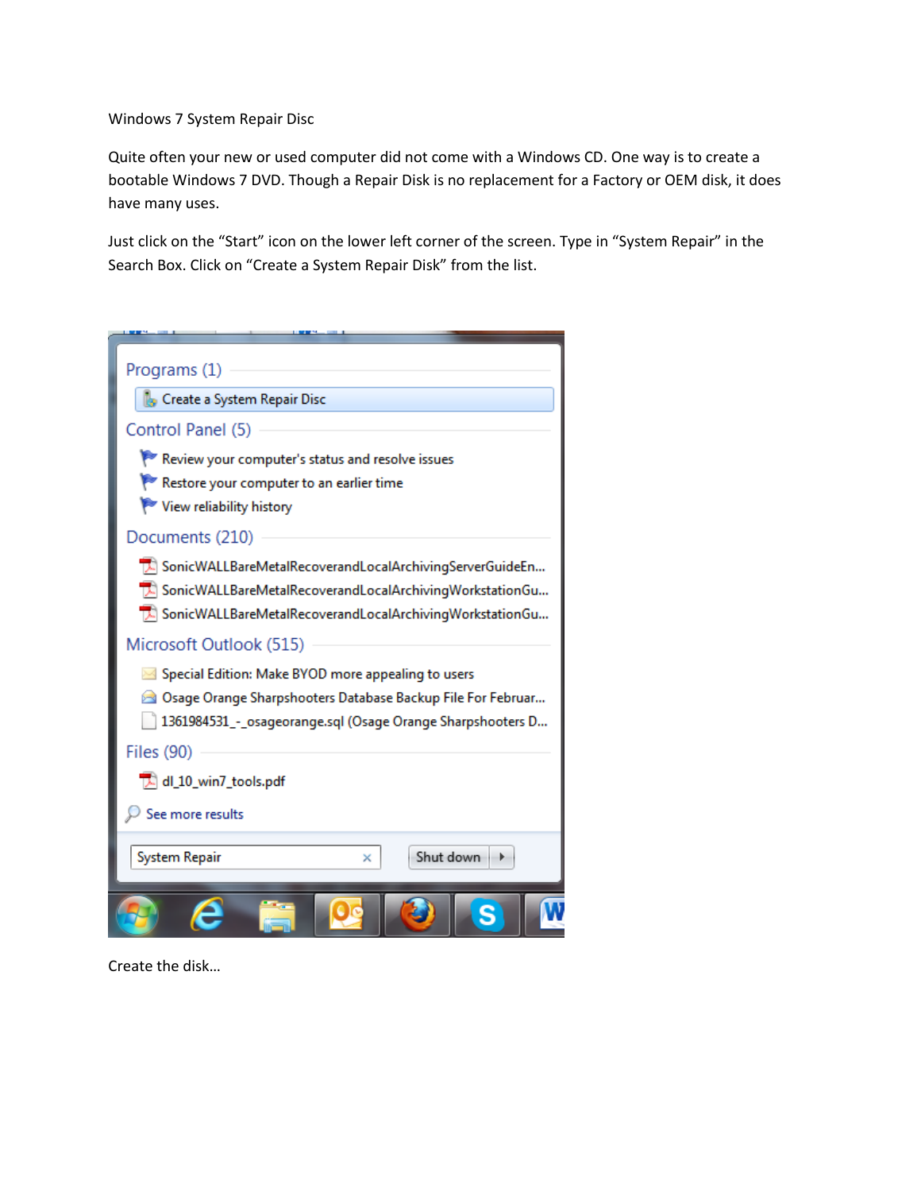Windows 7 System Repair Disc

Quite often your new or used computer did not come with a Windows CD. One way is to create a bootable Windows 7 DVD. Though a Repair Disk is no replacement for a Factory or OEM disk, it does have many uses.

Just click on the "Start" icon on the lower left corner of the screen. Type in "System Repair" in the Search Box. Click on "Create a System Repair Disk" from the list.

Create the disk…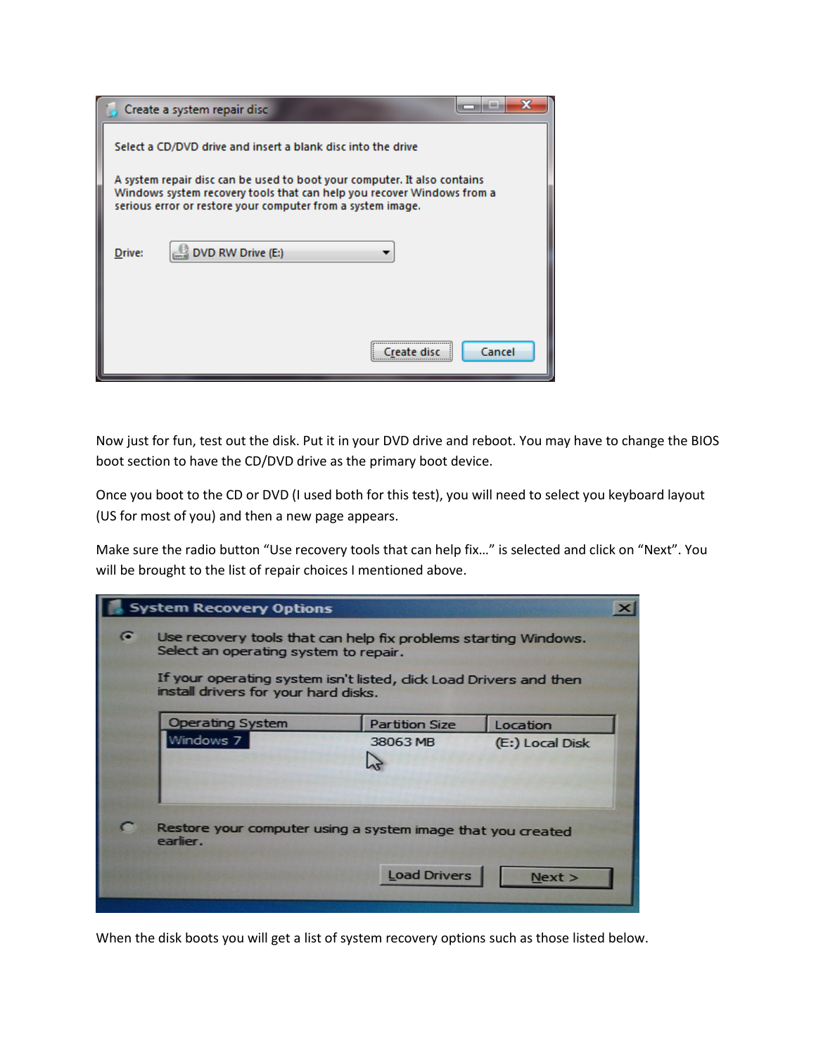Now just for fun, test out the disk. Put it in your DVD drive and reboot. You may have to change the BIOS boot section to have the CD/DVD drive as the primary boot device.

Once you boot to the CD or DVD (I used both for this test), you will need to select you keyboard layout (US for most of you) and then a new page appears.

Make sure the radio button “Use recovery tools that can help fix…” is selected and click on “Next”. You will be brought to the list of repair choices I mentioned above.

When the disk boots you will get a list of system recovery options such as those listed below.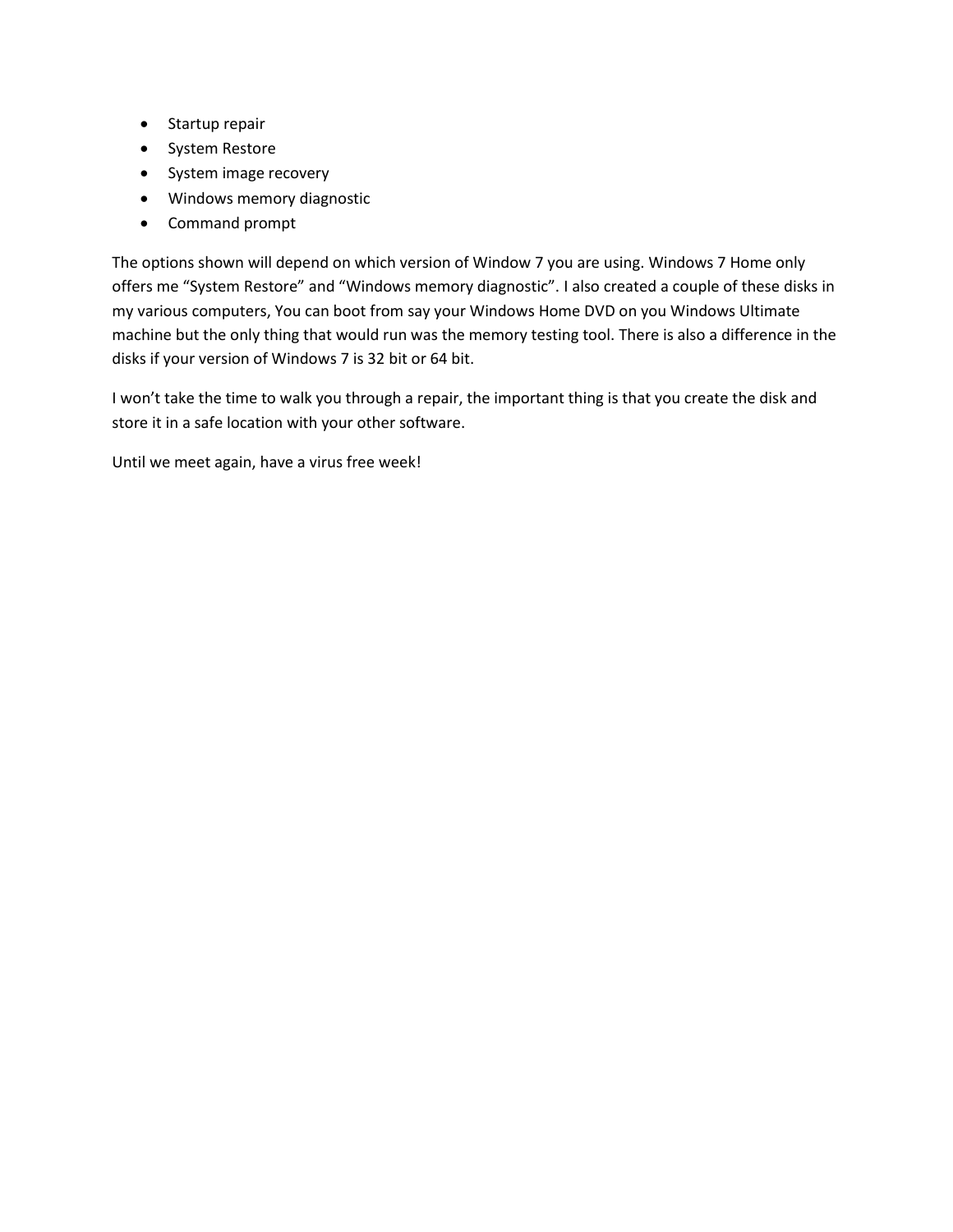- Startup repair
- System Restore
- System image recovery
- Windows memory diagnostic
- Command prompt

The options shown will depend on which version of Window 7 you are using. Windows 7 Home only offers me “System Restore” and “Windows memory diagnostic”. I also created a couple of these disks in my various computers, You can boot from say your Windows Home DVD on you Windows Ultimate machine but the only thing that would run was the memory testing tool. There is also a difference in the disks if your version of Windows 7 is 32 bit or 64 bit.

I won’t take the time to walk you through a repair, the important thing is that you create the disk and store it in a safe location with your other software.

Until we meet again, have a virus free week!